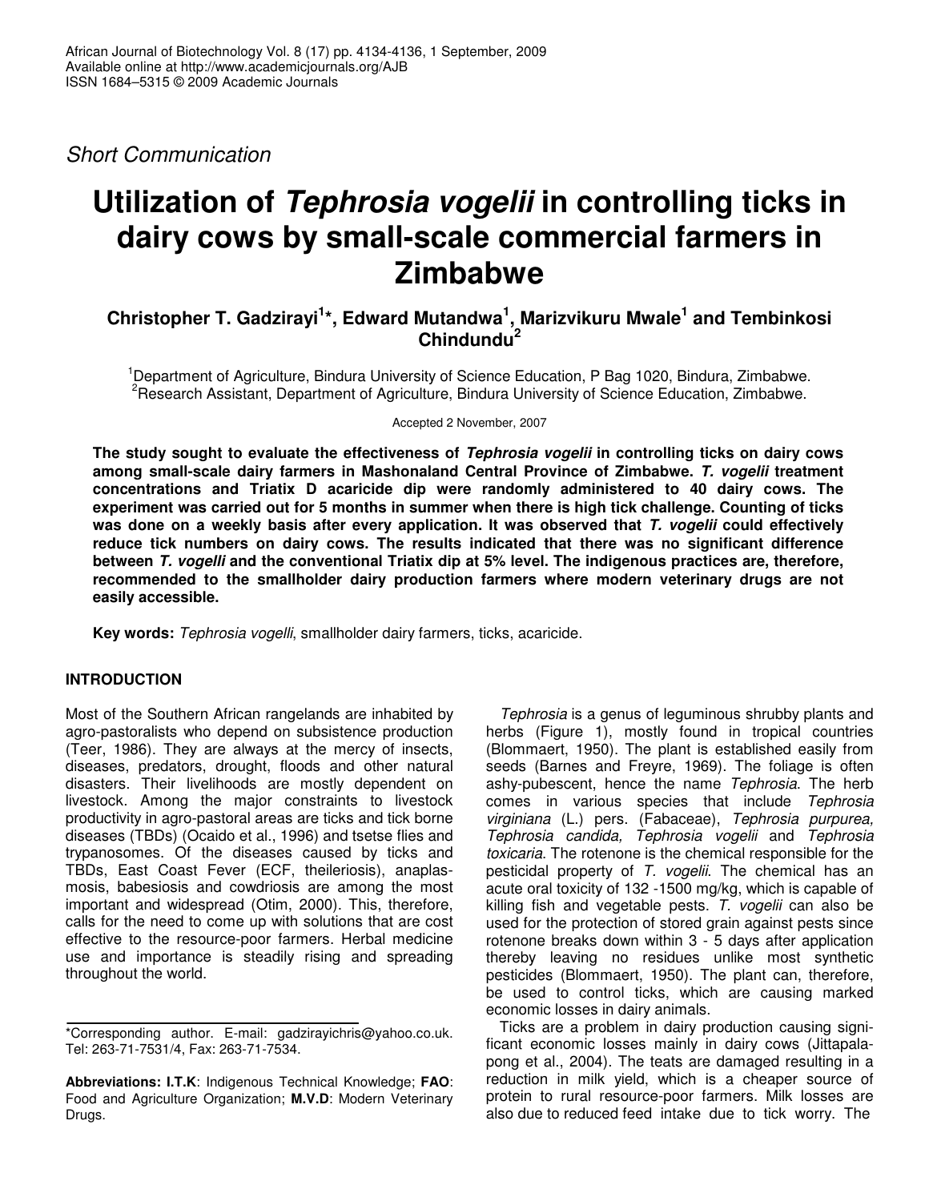*Short Communication*

# Utilization of *Tephrosia vogelii* in controlling ticks in dairy cows by small-scale commercial farmers in Zimbabwe

**Christopher T. Gadzirayi[1]\*, Edward Mutandwa[1], Marizvikuru Mwale[1] and Tembinkosi Chindundu[2]**

[1]Department of Agriculture, Bindura University of Science Education, P Bag 1020, Bindura, Zimbabwe.
[2]Research Assistant, Department of Agriculture, Bindura University of Science Education, Zimbabwe.

Accepted 2 November, 2007

**The study sought to evaluate the effectiveness of *Tephrosia vogelii* in controlling ticks on dairy cows among small-scale dairy farmers in Mashonaland Central Province of Zimbabwe. *T. vogelii* treatment concentrations and Triatix D acaricide dip were randomly administered to 40 dairy cows. The experiment was carried out for 5 months in summer when there is high tick challenge. Counting of ticks was done on a weekly basis after every application. It was observed that *T. vogelii* could effectively reduce tick numbers on dairy cows. The results indicated that there was no significant difference between *T. vogelli* and the conventional Triatix dip at 5% level. The indigenous practices are, therefore, recommended to the smallholder dairy production farmers where modern veterinary drugs are not easily accessible.**

**Key words:** *Tephrosia vogelli*, smallholder dairy farmers, ticks, acaricide.

## INTRODUCTION

Most of the Southern African rangelands are inhabited by agro-pastoralists who depend on subsistence production (Teer, 1986). They are always at the mercy of insects, diseases, predators, drought, floods and other natural disasters. Their livelihoods are mostly dependent on livestock. Among the major constraints to livestock productivity in agro-pastoral areas are ticks and tick borne diseases (TBDs) (Ocaido et al., 1996) and tsetse flies and trypanosomes. Of the diseases caused by ticks and TBDs, East Coast Fever (ECF, theileriosis), anaplasmosis, babesiosis and cowdriosis are among the most important and widespread (Otim, 2000). This, therefore, calls for the need to come up with solutions that are cost effective to the resource-poor farmers. Herbal medicine use and importance is steadily rising and spreading throughout the world.

*Tephrosia* is a genus of leguminous shrubby plants and herbs (Figure 1), mostly found in tropical countries (Blommaert, 1950). The plant is established easily from seeds (Barnes and Freyre, 1969). The foliage is often ashy-pubescent, hence the name *Tephrosia*. The herb comes in various species that include *Tephrosia virginiana* (L.) pers. (Fabaceae), *Tephrosia purpurea, Tephrosia candida, Tephrosia vogelii* and *Tephrosia toxicaria*. The rotenone is the chemical responsible for the pesticidal property of *T. vogelii*. The chemical has an acute oral toxicity of 132 -1500 mg/kg, which is capable of killing fish and vegetable pests. *T. vogelii* can also be used for the protection of stored grain against pests since rotenone breaks down within 3 - 5 days after application thereby leaving no residues unlike most synthetic pesticides (Blommaert, 1950). The plant can, therefore, be used to control ticks, which are causing marked economic losses in dairy animals.

Ticks are a problem in dairy production causing significant economic losses mainly in dairy cows (Jittapalapong et al., 2004). The teats are damaged resulting in a reduction in milk yield, which is a cheaper source of protein to rural resource-poor farmers. Milk losses are also due to reduced feed intake due to tick worry. The

\*Corresponding author. E-mail: gadzirayichris@yahoo.co.uk. Tel: 263-71-7531/4, Fax: 263-71-7534.

**Abbreviations: I.T.K**: Indigenous Technical Knowledge; **FAO**: Food and Agriculture Organization; **M.V.D**: Modern Veterinary Drugs.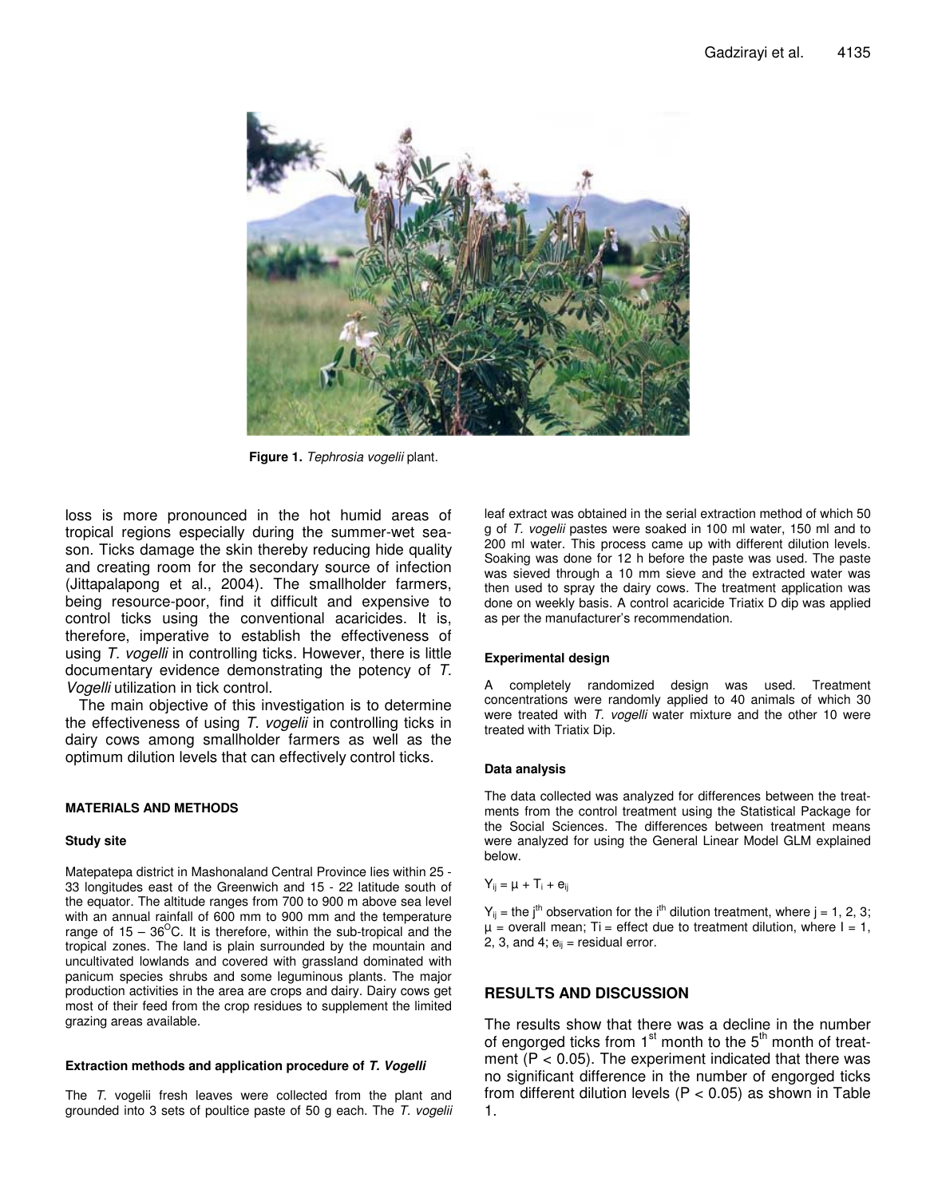**Figure 1.** *Tephrosia vogelii* plant.

loss is more pronounced in the hot humid areas of tropical regions especially during the summer-wet season. Ticks damage the skin thereby reducing hide quality and creating room for the secondary source of infection (Jittapalapong et al., 2004). The smallholder farmers, being resource-poor, find it difficult and expensive to control ticks using the conventional acaricides. It is, therefore, imperative to establish the effectiveness of using *T. vogelli* in controlling ticks. However, there is little documentary evidence demonstrating the potency of *T. Vogelli* utilization in tick control.

The main objective of this investigation is to determine the effectiveness of using *T. vogelii* in controlling ticks in dairy cows among smallholder farmers as well as the optimum dilution levels that can effectively control ticks.

## MATERIALS AND METHODS

### Study site

Matepatepa district in Mashonaland Central Province lies within 25 - 33 longitudes east of the Greenwich and 15 - 22 latitude south of the equator. The altitude ranges from 700 to 900 m above sea level with an annual rainfall of 600 mm to 900 mm and the temperature range of 15 – 36$^{O}$C. It is therefore, within the sub-tropical and the tropical zones. The land is plain surrounded by the mountain and uncultivated lowlands and covered with grassland dominated with panicum species shrubs and some leguminous plants. The major production activities in the area are crops and dairy. Dairy cows get most of their feed from the crop residues to supplement the limited grazing areas available.

### Extraction methods and application procedure of *T. Vogelli*

The *T.* vogelii fresh leaves were collected from the plant and grounded into 3 sets of poultice paste of 50 g each. The *T. vogelii* leaf extract was obtained in the serial extraction method of which 50 g of *T. vogelii* pastes were soaked in 100 ml water, 150 ml and to 200 ml water. This process came up with different dilution levels. Soaking was done for 12 h before the paste was used. The paste was sieved through a 10 mm sieve and the extracted water was then used to spray the dairy cows. The treatment application was done on weekly basis. A control acaricide Triatix D dip was applied as per the manufacturer's recommendation.

### Experimental design

A completely randomized design was used. Treatment concentrations were randomly applied to 40 animals of which 30 were treated with *T. vogelli* water mixture and the other 10 were treated with Triatix Dip.

### Data analysis

The data collected was analyzed for differences between the treatments from the control treatment using the Statistical Package for the Social Sciences. The differences between treatment means were analyzed for using the General Linear Model GLM explained below.

$$Y_{ij} = \mu + T_i + e_{ij}$$

$Y_{ij}$ = the j$^{th}$ observation for the i$^{th}$ dilution treatment, where j = 1, 2, 3; $\mu$ = overall mean; Ti = effect due to treatment dilution, where I = 1, 2, 3, and 4; $e_{ij}$ = residual error.

## RESULTS AND DISCUSSION

The results show that there was a decline in the number of engorged ticks from 1$^{st}$ month to the 5$^{th}$ month of treatment ($P < 0.05$). The experiment indicated that there was no significant difference in the number of engorged ticks from different dilution levels ($P < 0.05$) as shown in Table 1.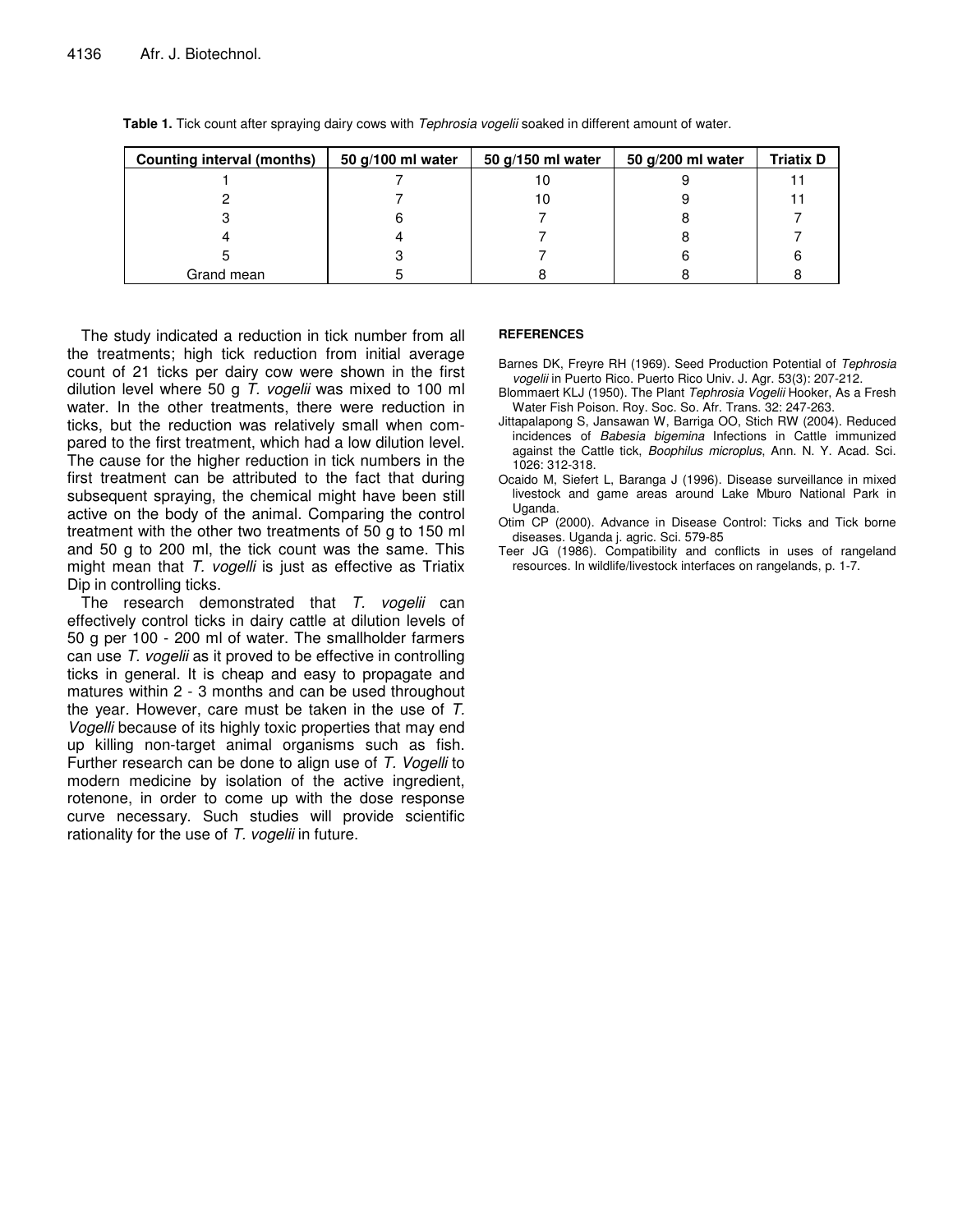**Table 1.** Tick count after spraying dairy cows with *Tephrosia vogelii* soaked in different amount of water.

| Counting interval (months) | 50 g/100 ml water | 50 g/150 ml water | 50 g/200 ml water | Triatix D |
|---|---|---|---|---|
| 1 | 7 | 10 | 9 | 11 |
| 2 | 7 | 10 | 9 | 11 |
| 3 | 6 | 7 | 8 | 7 |
| 4 | 4 | 7 | 8 | 7 |
| 5 | 3 | 7 | 6 | 6 |
| Grand mean | 5 | 8 | 8 | 8 |

The study indicated a reduction in tick number from all the treatments; high tick reduction from initial average count of 21 ticks per dairy cow were shown in the first dilution level where 50 g *T. vogelii* was mixed to 100 ml water. In the other treatments, there were reduction in ticks, but the reduction was relatively small when compared to the first treatment, which had a low dilution level. The cause for the higher reduction in tick numbers in the first treatment can be attributed to the fact that during subsequent spraying, the chemical might have been still active on the body of the animal. Comparing the control treatment with the other two treatments of 50 g to 150 ml and 50 g to 200 ml, the tick count was the same. This might mean that *T. vogelli* is just as effective as Triatix Dip in controlling ticks.

The research demonstrated that *T. vogelii* can effectively control ticks in dairy cattle at dilution levels of 50 g per 100 - 200 ml of water. The smallholder farmers can use *T. vogelii* as it proved to be effective in controlling ticks in general. It is cheap and easy to propagate and matures within 2 - 3 months and can be used throughout the year. However, care must be taken in the use of *T. Vogelli* because of its highly toxic properties that may end up killing non-target animal organisms such as fish. Further research can be done to align use of *T. Vogelli* to modern medicine by isolation of the active ingredient, rotenone, in order to come up with the dose response curve necessary. Such studies will provide scientific rationality for the use of *T. vogelii* in future.

## REFERENCES

Barnes DK, Freyre RH (1969). Seed Production Potential of *Tephrosia vogelii* in Puerto Rico. Puerto Rico Univ. J. Agr. 53(3): 207-212.

Blommaert KLJ (1950). The Plant *Tephrosia Vogelii* Hooker, As a Fresh Water Fish Poison. Roy. Soc. So. Afr. Trans. 32: 247-263.

Jittapalapong S, Jansawan W, Barriga OO, Stich RW (2004). Reduced incidences of *Babesia bigemina* Infections in Cattle immunized against the Cattle tick, *Boophilus microplus*, Ann. N. Y. Acad. Sci. 1026: 312-318.

Ocaido M, Siefert L, Baranga J (1996). Disease surveillance in mixed livestock and game areas around Lake Mburo National Park in Uganda.

Otim CP (2000). Advance in Disease Control: Ticks and Tick borne diseases. Uganda j. agric. Sci. 579-85

Teer JG (1986). Compatibility and conflicts in uses of rangeland resources. In wildlife/livestock interfaces on rangelands, p. 1-7.